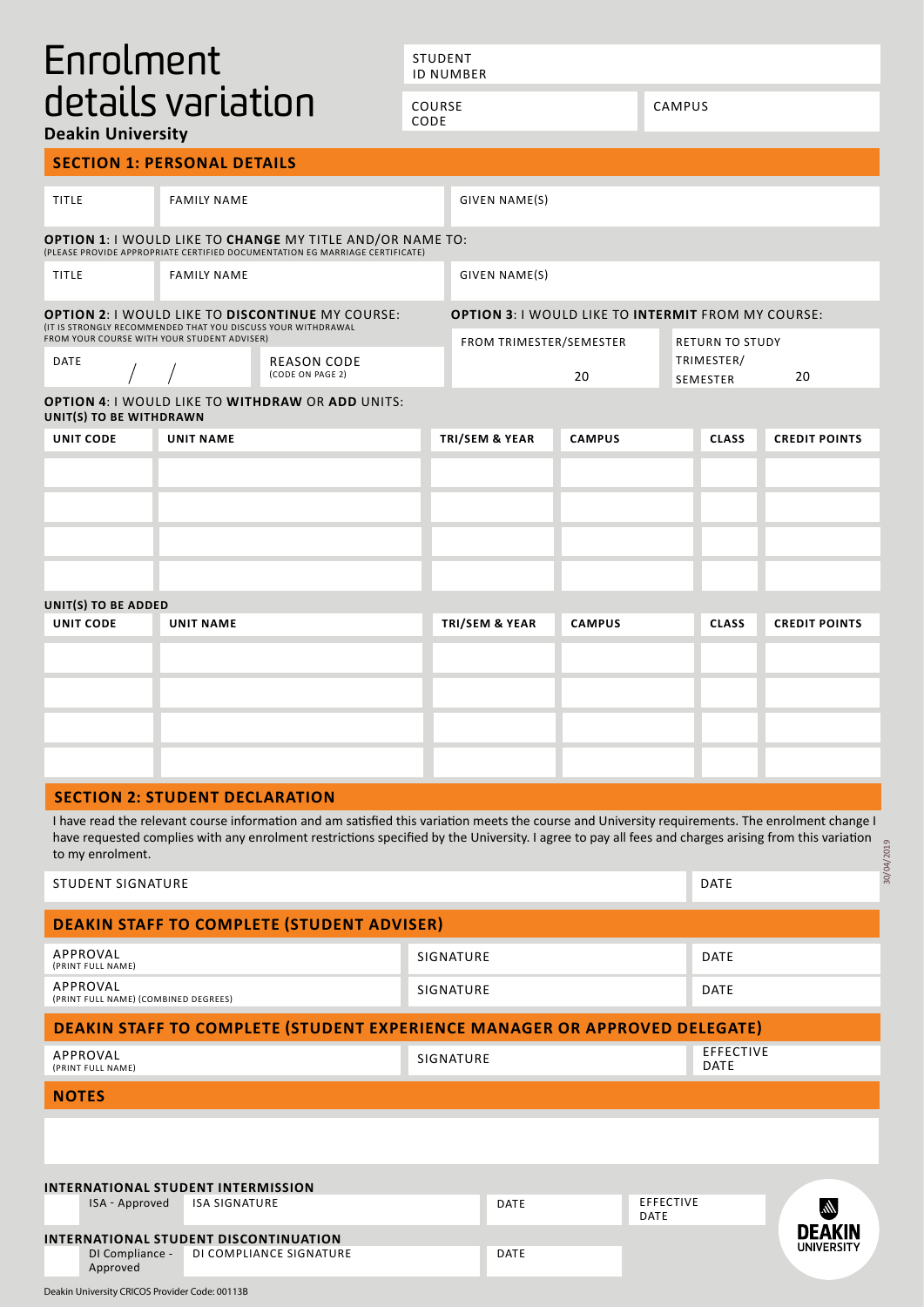# Enrolment details variation

**Deakin University**

| STUDENT ID NUMBER | |
|---|---|
| COURSE CODE | CAMPUS |

## SECTION 1: PERSONAL DETAILS

| TITLE | FAMILY NAME | GIVEN NAME(S) |
|---|---|---|
| | | |

**OPTION 1**: I WOULD LIKE TO **CHANGE** MY TITLE AND/OR NAME TO:
(PLEASE PROVIDE APPROPRIATE CERTIFIED DOCUMENTATION EG MARRIAGE CERTIFICATE)

| TITLE | FAMILY NAME | GIVEN NAME(S) |
|---|---|---|
| | | |

**OPTION 2**: I WOULD LIKE TO **DISCONTINUE** MY COURSE:
(IT IS STRONGLY RECOMMENDED THAT YOU DISCUSS YOUR WITHDRAWAL FROM YOUR COURSE WITH YOUR STUDENT ADVISER)

| DATE | REASON CODE (CODE ON PAGE 2) |
|---|---|
| / / | |

**OPTION 3**: I WOULD LIKE TO **INTERMIT** FROM MY COURSE:

| FROM TRIMESTER/SEMESTER | RETURN TO STUDY TRIMESTER/ SEMESTER |
|---|---|
| 20 | 20 |

**OPTION 4**: I WOULD LIKE TO **WITHDRAW** OR **ADD** UNITS:

**UNIT(S) TO BE WITHDRAWN**

| UNIT CODE | UNIT NAME | TRI/SEM & YEAR | CAMPUS | CLASS | CREDIT POINTS |
|---|---|---|---|---|---|
| | | | | | |
| | | | | | |
| | | | | | |
| | | | | | |

**UNIT(S) TO BE ADDED**

| UNIT CODE | UNIT NAME | TRI/SEM & YEAR | CAMPUS | CLASS | CREDIT POINTS |
|---|---|---|---|---|---|
| | | | | | |
| | | | | | |
| | | | | | |
| | | | | | |

## SECTION 2: STUDENT DECLARATION

I have read the relevant course information and am satisfied this variation meets the course and University requirements. The enrolment change I have requested complies with any enrolment restrictions specified by the University. I agree to pay all fees and charges arising from this variation to my enrolment.

| STUDENT SIGNATURE | DATE |
|---|---|
| | |

## DEAKIN STAFF TO COMPLETE (STUDENT ADVISER)

| APPROVAL (PRINT FULL NAME) | SIGNATURE | DATE |
|---|---|---|
| APPROVAL (PRINT FULL NAME) (COMBINED DEGREES) | SIGNATURE | DATE |

## DEAKIN STAFF TO COMPLETE (STUDENT EXPERIENCE MANAGER OR APPROVED DELEGATE)

| APPROVAL (PRINT FULL NAME) | SIGNATURE | EFFECTIVE DATE |
|---|---|---|
| | | |

## NOTES

**INTERNATIONAL STUDENT INTERMISSION**

| | ISA - Approved | ISA SIGNATURE | DATE | EFFECTIVE DATE |
|---|---|---|---|---|
| | | | | |

**INTERNATIONAL STUDENT DISCONTINUATION**

| | DI Compliance - Approved | DI COMPLIANCE SIGNATURE | DATE |
|---|---|---|---|
| | | | |

30/04/2019

Deakin University CRICOS Provider Code: 00113B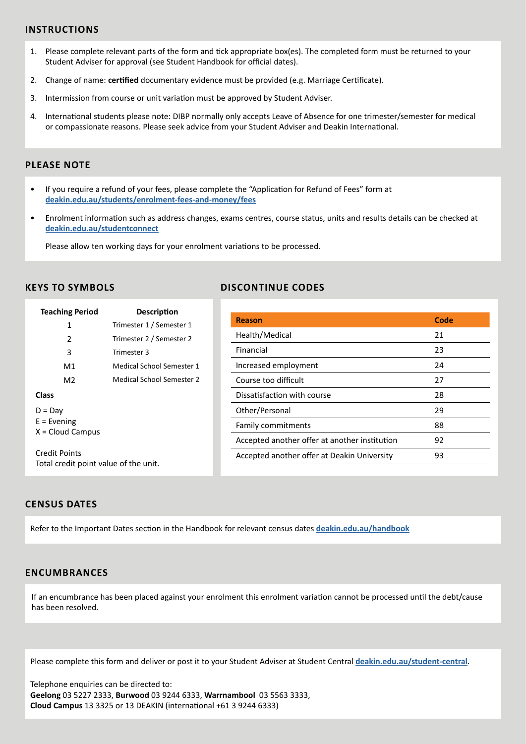## INSTRUCTIONS

1. Please complete relevant parts of the form and tick appropriate box(es). The completed form must be returned to your Student Adviser for approval (see Student Handbook for official dates).
2. Change of name: **certified** documentary evidence must be provided (e.g. Marriage Certificate).
3. Intermission from course or unit variation must be approved by Student Adviser.
4. International students please note: DIBP normally only accepts Leave of Absence for one trimester/semester for medical or compassionate reasons. Please seek advice from your Student Adviser and Deakin International.

## PLEASE NOTE

- If you require a refund of your fees, please complete the "Application for Refund of Fees" form at **deakin.edu.au/students/enrolment-fees-and-money/fees**
- Enrolment information such as address changes, exams centres, course status, units and results details can be checked at **deakin.edu.au/studentconnect**

  Please allow ten working days for your enrolment variations to be processed.

## KEYS TO SYMBOLS

| Teaching Period | Description |
|---|---|
| 1 | Trimester 1 / Semester 1 |
| 2 | Trimester 2 / Semester 2 |
| 3 | Trimester 3 |
| M1 | Medical School Semester 1 |
| M2 | Medical School Semester 2 |

**Class**

D = Day
E = Evening
X = Cloud Campus

Credit Points
Total credit point value of the unit.

## DISCONTINUE CODES

| Reason | Code |
|---|---|
| Health/Medical | 21 |
| Financial | 23 |
| Increased employment | 24 |
| Course too difficult | 27 |
| Dissatisfaction with course | 28 |
| Other/Personal | 29 |
| Family commitments | 88 |
| Accepted another offer at another institution | 92 |
| Accepted another offer at Deakin University | 93 |

## CENSUS DATES

Refer to the Important Dates section in the Handbook for relevant census dates **deakin.edu.au/handbook**

## ENCUMBRANCES

If an encumbrance has been placed against your enrolment this enrolment variation cannot be processed until the debt/cause has been resolved.

Please complete this form and deliver or post it to your Student Adviser at Student Central **deakin.edu.au/student-central**.

Telephone enquiries can be directed to:
**Geelong** 03 5227 2333, **Burwood** 03 9244 6333, **Warrnambool** 03 5563 3333,
**Cloud Campus** 13 3325 or 13 DEAKIN (international +61 3 9244 6333)